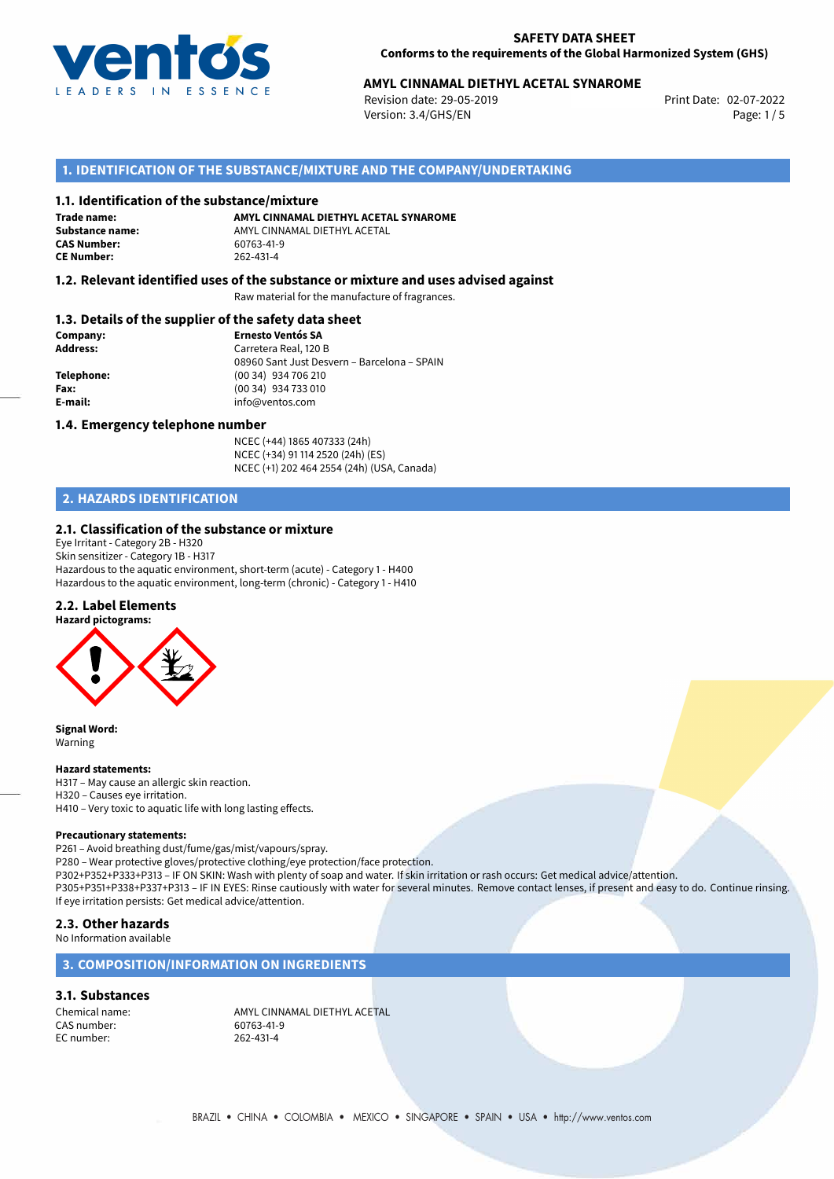# SAFETY DATA SHEET

**Conforms to the requirements of the Global Harmonized System (GHS)**

**AMYL CINNAMAL DIETHYL ACETAL SYNAROME**

Revision date: 29-05-2019
Version: 3.4/GHS/EN
Print Date: 02-07-2022

## 1. IDENTIFICATION OF THE SUBSTANCE/MIXTURE AND THE COMPANY/UNDERTAKING

### 1.1. Identification of the substance/mixture

**Trade name:** **AMYL CINNAMAL DIETHYL ACETAL SYNAROME**
**Substance name:** AMYL CINNAMAL DIETHYL ACETAL
**CAS Number:** 60763-41-9
**CE Number:** 262-431-4

### 1.2. Relevant identified uses of the substance or mixture and uses advised against

Raw material for the manufacture of fragrances.

### 1.3. Details of the supplier of the safety data sheet

**Company:** **Ernesto Ventós SA**
**Address:** Carretera Real, 120 B
08960 Sant Just Desvern – Barcelona – SPAIN
**Telephone:** (00 34) 934 706 210
**Fax:** (00 34) 934 733 010
**E-mail:** info@ventos.com

### 1.4. Emergency telephone number

NCEC (+44) 1865 407333 (24h)
NCEC (+34) 91 114 2520 (24h) (ES)
NCEC (+1) 202 464 2554 (24h) (USA, Canada)

## 2. HAZARDS IDENTIFICATION

### 2.1. Classification of the substance or mixture

Eye Irritant - Category 2B - H320
Skin sensitizer - Category 1B - H317
Hazardous to the aquatic environment, short-term (acute) - Category 1 - H400
Hazardous to the aquatic environment, long-term (chronic) - Category 1 - H410

### 2.2. Label Elements

**Hazard pictograms:**

**Signal Word:**
Warning

**Hazard statements:**
H317 – May cause an allergic skin reaction.
H320 – Causes eye irritation.
H410 – Very toxic to aquatic life with long lasting effects.

**Precautionary statements:**
P261 – Avoid breathing dust/fume/gas/mist/vapours/spray.
P280 – Wear protective gloves/protective clothing/eye protection/face protection.
P302+P352+P333+P313 – IF ON SKIN: Wash with plenty of soap and water. If skin irritation or rash occurs: Get medical advice/attention.
P305+P351+P338+P337+P313 – IF IN EYES: Rinse cautiously with water for several minutes. Remove contact lenses, if present and easy to do. Continue rinsing. If eye irritation persists: Get medical advice/attention.

### 2.3. Other hazards

No Information available

## 3. COMPOSITION/INFORMATION ON INGREDIENTS

### 3.1. Substances

Chemical name: AMYL CINNAMAL DIETHYL ACETAL
CAS number: 60763-41-9
EC number: 262-431-4

BRAZIL • CHINA • COLOMBIA • MEXICO • SINGAPORE • SPAIN • USA • http://www.ventos.com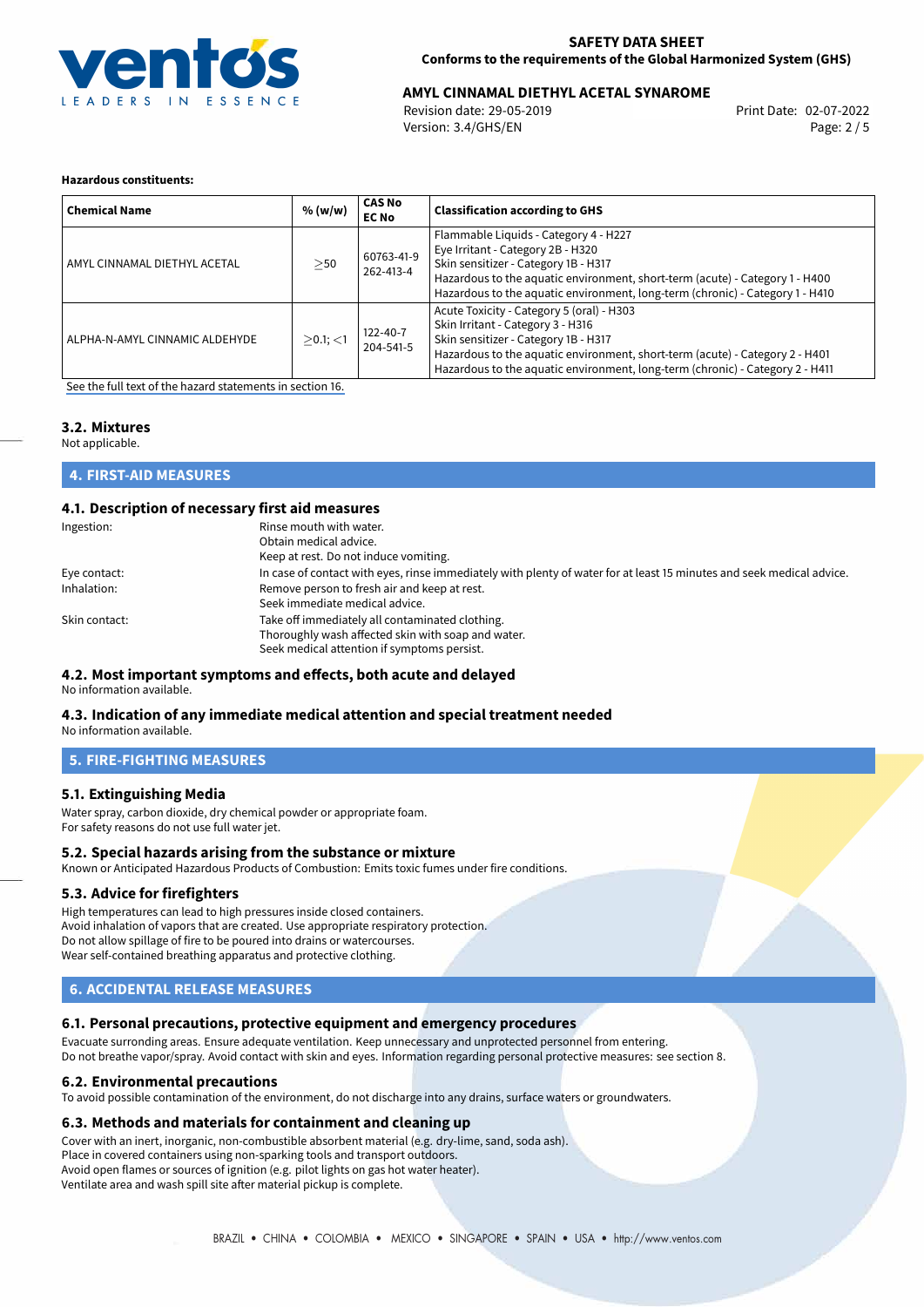**Hazardous constituents:**

| Chemical Name | % (w/w) | CAS No<br>EC No | Classification according to GHS |
|---|---|---|---|
| AMYL CINNAMAL DIETHYL ACETAL | $\geq$50 | 60763-41-9<br>262-413-4 | Flammable Liquids - Category 4 - H227<br>Eye Irritant - Category 2B - H320<br>Skin sensitizer - Category 1B - H317<br>Hazardous to the aquatic environment, short-term (acute) - Category 1 - H400<br>Hazardous to the aquatic environment, long-term (chronic) - Category 1 - H410 |
| ALPHA-N-AMYL CINNAMIC ALDEHYDE | $\geq$0.1; $<$1 | 122-40-7<br>204-541-5 | Acute Toxicity - Category 5 (oral) - H303<br>Skin Irritant - Category 3 - H316<br>Skin sensitizer - Category 1B - H317<br>Hazardous to the aquatic environment, short-term (acute) - Category 2 - H401<br>Hazardous to the aquatic environment, long-term (chronic) - Category 2 - H411 |

See the full text of the hazard statements in section 16.

### 3.2. Mixtures

Not applicable.

## 4. FIRST-AID MEASURES

### 4.1. Description of necessary first aid measures

Ingestion: Rinse mouth with water.
Obtain medical advice.
Keep at rest. Do not induce vomiting.

Eye contact: In case of contact with eyes, rinse immediately with plenty of water for at least 15 minutes and seek medical advice.

Inhalation: Remove person to fresh air and keep at rest.
Seek immediate medical advice.

Skin contact: Take off immediately all contaminated clothing.
Thoroughly wash affected skin with soap and water.
Seek medical attention if symptoms persist.

### 4.2. Most important symptoms and effects, both acute and delayed

No information available.

### 4.3. Indication of any immediate medical attention and special treatment needed

No information available.

## 5. FIRE-FIGHTING MEASURES

### 5.1. Extinguishing Media

Water spray, carbon dioxide, dry chemical powder or appropriate foam.
For safety reasons do not use full water jet.

### 5.2. Special hazards arising from the substance or mixture

Known or Anticipated Hazardous Products of Combustion: Emits toxic fumes under fire conditions.

### 5.3. Advice for firefighters

High temperatures can lead to high pressures inside closed containers.
Avoid inhalation of vapors that are created. Use appropriate respiratory protection.
Do not allow spillage of fire to be poured into drains or watercourses.
Wear self-contained breathing apparatus and protective clothing.

## 6. ACCIDENTAL RELEASE MEASURES

### 6.1. Personal precautions, protective equipment and emergency procedures

Evacuate surronding areas. Ensure adequate ventilation. Keep unnecessary and unprotected personnel from entering.
Do not breathe vapor/spray. Avoid contact with skin and eyes. Information regarding personal protective measures: see section 8.

### 6.2. Environmental precautions

To avoid possible contamination of the environment, do not discharge into any drains, surface waters or groundwaters.

### 6.3. Methods and materials for containment and cleaning up

Cover with an inert, inorganic, non-combustible absorbent material (e.g. dry-lime, sand, soda ash).
Place in covered containers using non-sparking tools and transport outdoors.
Avoid open flames or sources of ignition (e.g. pilot lights on gas hot water heater).
Ventilate area and wash spill site after material pickup is complete.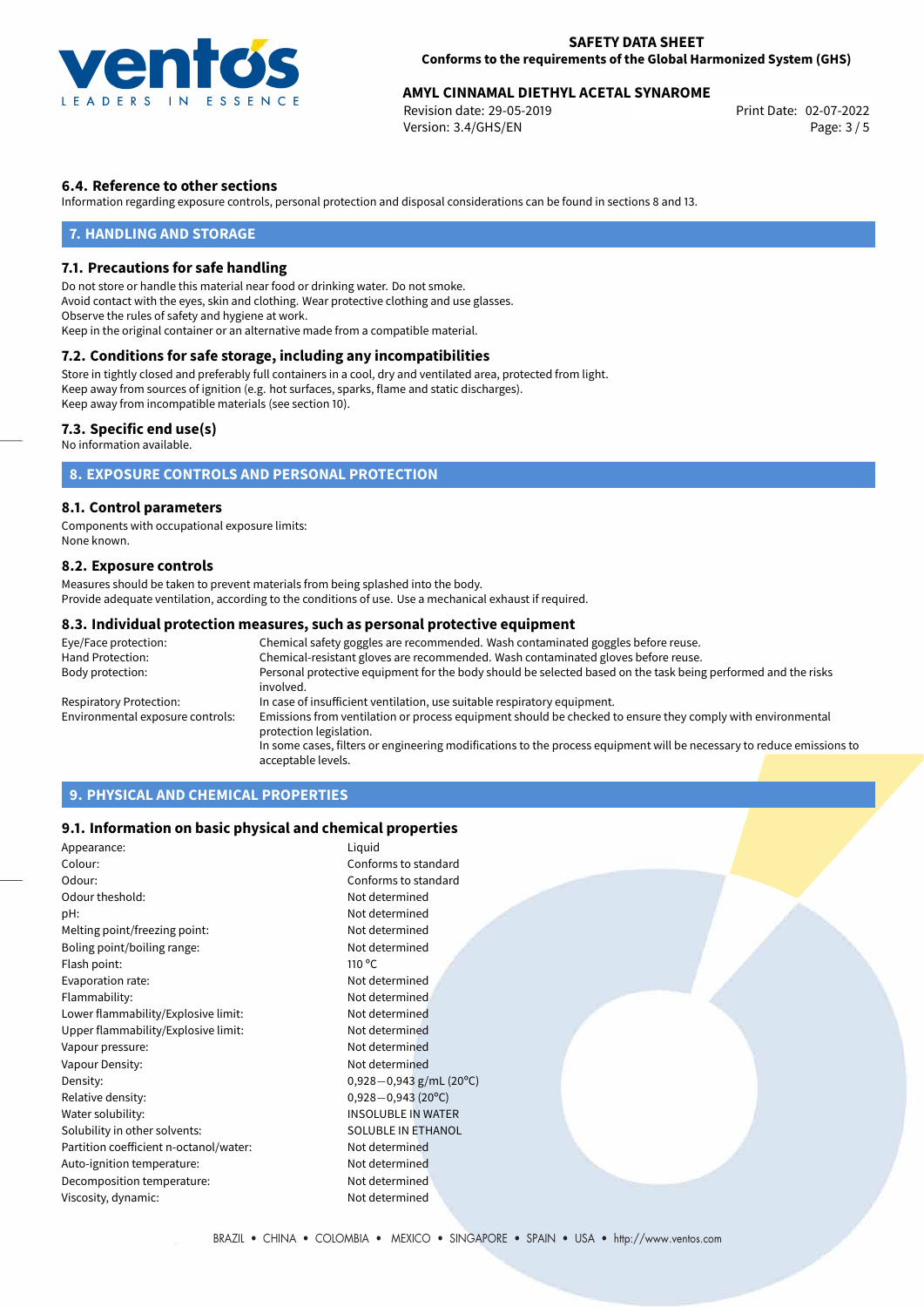### 6.4. Reference to other sections

Information regarding exposure controls, personal protection and disposal considerations can be found in sections 8 and 13.

## 7. HANDLING AND STORAGE

### 7.1. Precautions for safe handling

Do not store or handle this material near food or drinking water. Do not smoke.
Avoid contact with the eyes, skin and clothing. Wear protective clothing and use glasses.
Observe the rules of safety and hygiene at work.
Keep in the original container or an alternative made from a compatible material.

### 7.2. Conditions for safe storage, including any incompatibilities

Store in tightly closed and preferably full containers in a cool, dry and ventilated area, protected from light.
Keep away from sources of ignition (e.g. hot surfaces, sparks, flame and static discharges).
Keep away from incompatible materials (see section 10).

### 7.3. Specific end use(s)

No information available.

## 8. EXPOSURE CONTROLS AND PERSONAL PROTECTION

### 8.1. Control parameters

Components with occupational exposure limits:
None known.

### 8.2. Exposure controls

Measures should be taken to prevent materials from being splashed into the body.
Provide adequate ventilation, according to the conditions of use. Use a mechanical exhaust if required.

### 8.3. Individual protection measures, such as personal protective equipment

| | |
|---|---|
| Eye/Face protection: | Chemical safety goggles are recommended. Wash contaminated goggles before reuse. |
| Hand Protection: | Chemical-resistant gloves are recommended. Wash contaminated gloves before reuse. |
| Body protection: | Personal protective equipment for the body should be selected based on the task being performed and the risks involved. |
| Respiratory Protection: | In case of insufficient ventilation, use suitable respiratory equipment. |
| Environmental exposure controls: | Emissions from ventilation or process equipment should be checked to ensure they comply with environmental protection legislation. In some cases, filters or engineering modifications to the process equipment will be necessary to reduce emissions to acceptable levels. |

## 9. PHYSICAL AND CHEMICAL PROPERTIES

### 9.1. Information on basic physical and chemical properties

| | |
|---|---|
| Appearance: | Liquid |
| Colour: | Conforms to standard |
| Odour: | Conforms to standard |
| Odour theshold: | Not determined |
| pH: | Not determined |
| Melting point/freezing point: | Not determined |
| Boling point/boiling range: | Not determined |
| Flash point: | 110 °C |
| Evaporation rate: | Not determined |
| Flammability: | Not determined |
| Lower flammability/Explosive limit: | Not determined |
| Upper flammability/Explosive limit: | Not determined |
| Vapour pressure: | Not determined |
| Vapour Density: | Not determined |
| Density: | 0,928−0,943 g/mL (20°C) |
| Relative density: | 0,928−0,943 (20°C) |
| Water solubility: | INSOLUBLE IN WATER |
| Solubility in other solvents: | SOLUBLE IN ETHANOL |
| Partition coefficient n-octanol/water: | Not determined |
| Auto-ignition temperature: | Not determined |
| Decomposition temperature: | Not determined |
| Viscosity, dynamic: | Not determined |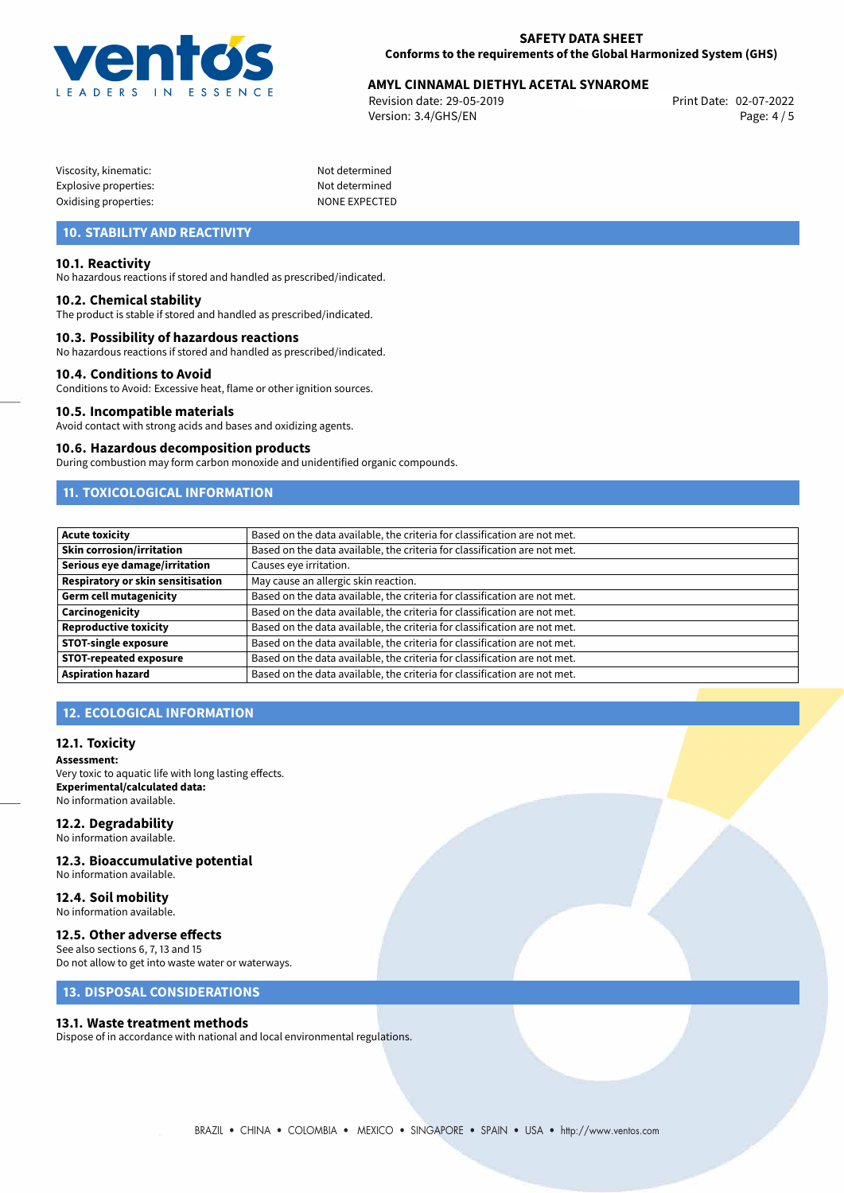| | |
|---|---|
| Viscosity, kinematic: | Not determined |
| Explosive properties: | Not determined |
| Oxidising properties: | NONE EXPECTED |

## 10. STABILITY AND REACTIVITY

### 10.1. Reactivity
No hazardous reactions if stored and handled as prescribed/indicated.

### 10.2. Chemical stability
The product is stable if stored and handled as prescribed/indicated.

### 10.3. Possibility of hazardous reactions
No hazardous reactions if stored and handled as prescribed/indicated.

### 10.4. Conditions to Avoid
Conditions to Avoid: Excessive heat, flame or other ignition sources.

### 10.5. Incompatible materials
Avoid contact with strong acids and bases and oxidizing agents.

### 10.6. Hazardous decomposition products
During combustion may form carbon monoxide and unidentified organic compounds.

## 11. TOXICOLOGICAL INFORMATION

| | |
|---|---|
| **Acute toxicity** | Based on the data available, the criteria for classification are not met. |
| **Skin corrosion/irritation** | Based on the data available, the criteria for classification are not met. |
| **Serious eye damage/irritation** | Causes eye irritation. |
| **Respiratory or skin sensitisation** | May cause an allergic skin reaction. |
| **Germ cell mutagenicity** | Based on the data available, the criteria for classification are not met. |
| **Carcinogenicity** | Based on the data available, the criteria for classification are not met. |
| **Reproductive toxicity** | Based on the data available, the criteria for classification are not met. |
| **STOT-single exposure** | Based on the data available, the criteria for classification are not met. |
| **STOT-repeated exposure** | Based on the data available, the criteria for classification are not met. |
| **Aspiration hazard** | Based on the data available, the criteria for classification are not met. |

## 12. ECOLOGICAL INFORMATION

### 12.1. Toxicity
**Assessment:**
Very toxic to aquatic life with long lasting effects.
**Experimental/calculated data:**
No information available.

### 12.2. Degradability
No information available.

### 12.3. Bioaccumulative potential
No information available.

### 12.4. Soil mobility
No information available.

### 12.5. Other adverse effects
See also sections 6, 7, 13 and 15
Do not allow to get into waste water or waterways.

## 13. DISPOSAL CONSIDERATIONS

### 13.1. Waste treatment methods
Dispose of in accordance with national and local environmental regulations.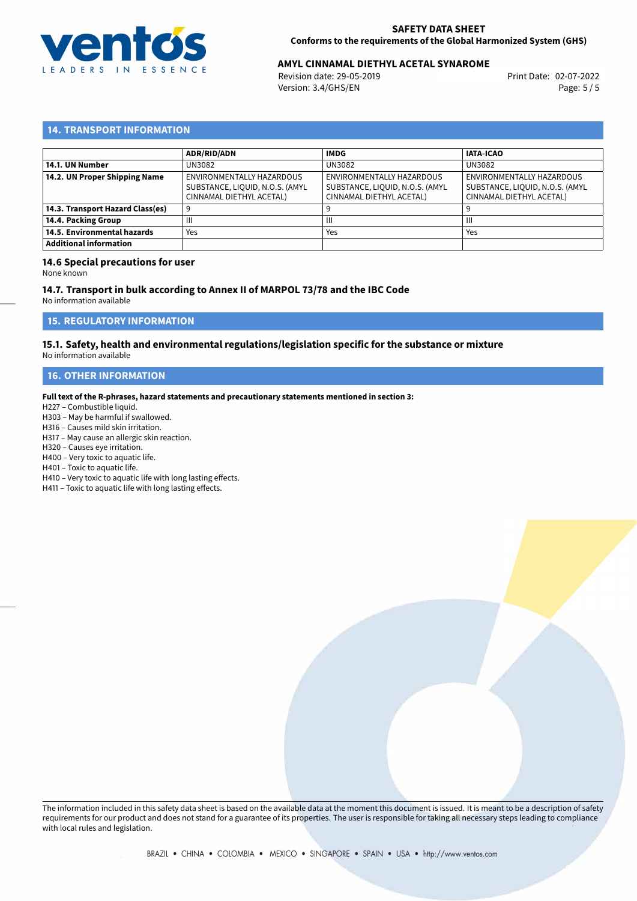## 14. TRANSPORT INFORMATION

| | ADR/RID/ADN | IMDG | IATA-ICAO |
|---|---|---|---|
| **14.1. UN Number** | UN3082 | UN3082 | UN3082 |
| **14.2. UN Proper Shipping Name** | ENVIRONMENTALLY HAZARDOUS SUBSTANCE, LIQUID, N.O.S. (AMYL CINNAMAL DIETHYL ACETAL) | ENVIRONMENTALLY HAZARDOUS SUBSTANCE, LIQUID, N.O.S. (AMYL CINNAMAL DIETHYL ACETAL) | ENVIRONMENTALLY HAZARDOUS SUBSTANCE, LIQUID, N.O.S. (AMYL CINNAMAL DIETHYL ACETAL) |
| **14.3. Transport Hazard Class(es)** | 9 | 9 | 9 |
| **14.4. Packing Group** | III | III | III |
| **14.5. Environmental hazards** | Yes | Yes | Yes |
| **Additional information** | | | |

### 14.6 Special precautions for user

None known

### 14.7. Transport in bulk according to Annex II of MARPOL 73/78 and the IBC Code

No information available

## 15. REGULATORY INFORMATION

### 15.1. Safety, health and environmental regulations/legislation specific for the substance or mixture

No information available

## 16. OTHER INFORMATION

**Full text of the R-phrases, hazard statements and precautionary statements mentioned in section 3:**

H227 – Combustible liquid.
H303 – May be harmful if swallowed.
H316 – Causes mild skin irritation.
H317 – May cause an allergic skin reaction.
H320 – Causes eye irritation.
H400 – Very toxic to aquatic life.
H401 – Toxic to aquatic life.
H410 – Very toxic to aquatic life with long lasting effects.
H411 – Toxic to aquatic life with long lasting effects.

The information included in this safety data sheet is based on the available data at the moment this document is issued. It is meant to be a description of safety requirements for our product and does not stand for a guarantee of its properties. The user is responsible for taking all necessary steps leading to compliance with local rules and legislation.